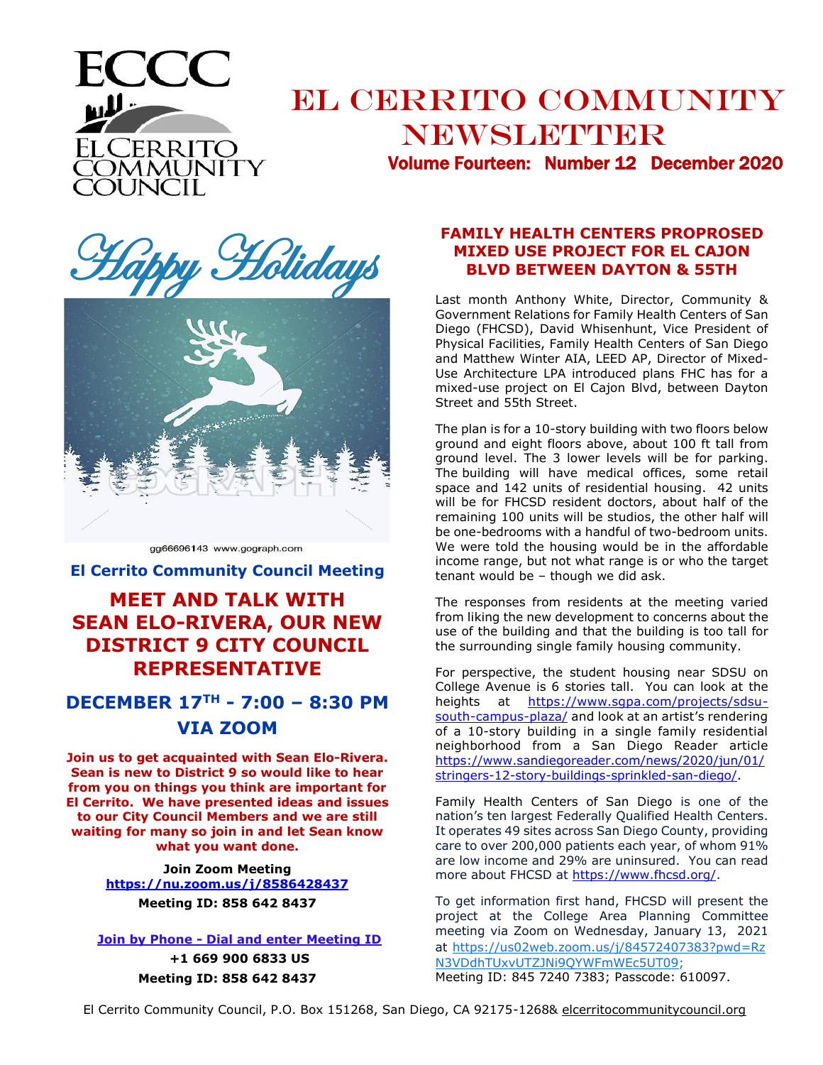# ECCC

El Cerrito Community Council

# El Cerrito Community Newsletter

**Volume Fourteen: Number 12 December 2020**

Happy Holidays

gg66696143 www.gograph.com

### El Cerrito Community Council Meeting

## MEET AND TALK WITH SEAN ELO-RIVERA, OUR NEW DISTRICT 9 CITY COUNCIL REPRESENTATIVE

## DECEMBER 17TH - 7:00 – 8:30 PM VIA ZOOM

**Join us to get acquainted with Sean Elo-Rivera. Sean is new to District 9 so would like to hear from you on things you think are important for El Cerrito. We have presented ideas and issues to our City Council Members and we are still waiting for many so join in and let Sean know what you want done.**

**Join Zoom Meeting**
**https://nu.zoom.us/j/8586428437**
**Meeting ID: 858 642 8437**

**Join by Phone - Dial and enter Meeting ID**
**+1 669 900 6833 US**
**Meeting ID: 858 642 8437**

## FAMILY HEALTH CENTERS PROPROSED MIXED USE PROJECT FOR EL CAJON BLVD BETWEEN DAYTON & 55TH

Last month Anthony White, Director, Community & Government Relations for Family Health Centers of San Diego (FHCSD), David Whisenhunt, Vice President of Physical Facilities, Family Health Centers of San Diego and Matthew Winter AIA, LEED AP, Director of Mixed-Use Architecture LPA introduced plans FHC has for a mixed-use project on El Cajon Blvd, between Dayton Street and 55th Street.

The plan is for a 10-story building with two floors below ground and eight floors above, about 100 ft tall from ground level. The 3 lower levels will be for parking. The building will have medical offices, some retail space and 142 units of residential housing. 42 units will be for FHCSD resident doctors, about half of the remaining 100 units will be studios, the other half will be one-bedrooms with a handful of two-bedroom units. We were told the housing would be in the affordable income range, but not what range is or who the target tenant would be – though we did ask.

The responses from residents at the meeting varied from liking the new development to concerns about the use of the building and that the building is too tall for the surrounding single family housing community.

For perspective, the student housing near SDSU on College Avenue is 6 stories tall. You can look at the heights at https://www.sgpa.com/projects/sdsu-south-campus-plaza/ and look at an artist's rendering of a 10-story building in a single family residential neighborhood from a San Diego Reader article https://www.sandiegoreader.com/news/2020/jun/01/stringers-12-story-buildings-sprinkled-san-diego/.

Family Health Centers of San Diego is one of the nation's ten largest Federally Qualified Health Centers. It operates 49 sites across San Diego County, providing care to over 200,000 patients each year, of whom 91% are low income and 29% are uninsured. You can read more about FHCSD at https://www.fhcsd.org/.

To get information first hand, FHCSD will present the project at the College Area Planning Committee meeting via Zoom on Wednesday, January 13, 2021 at https://us02web.zoom.us/j/84572407383?pwd=RzN3VDdhTUxvUTZJNi9QYWFmWEc5UT09;
Meeting ID: 845 7240 7383; Passcode: 610097.

El Cerrito Community Council, P.O. Box 151268, San Diego, CA 92175-1268& elcerritocommunitycouncil.org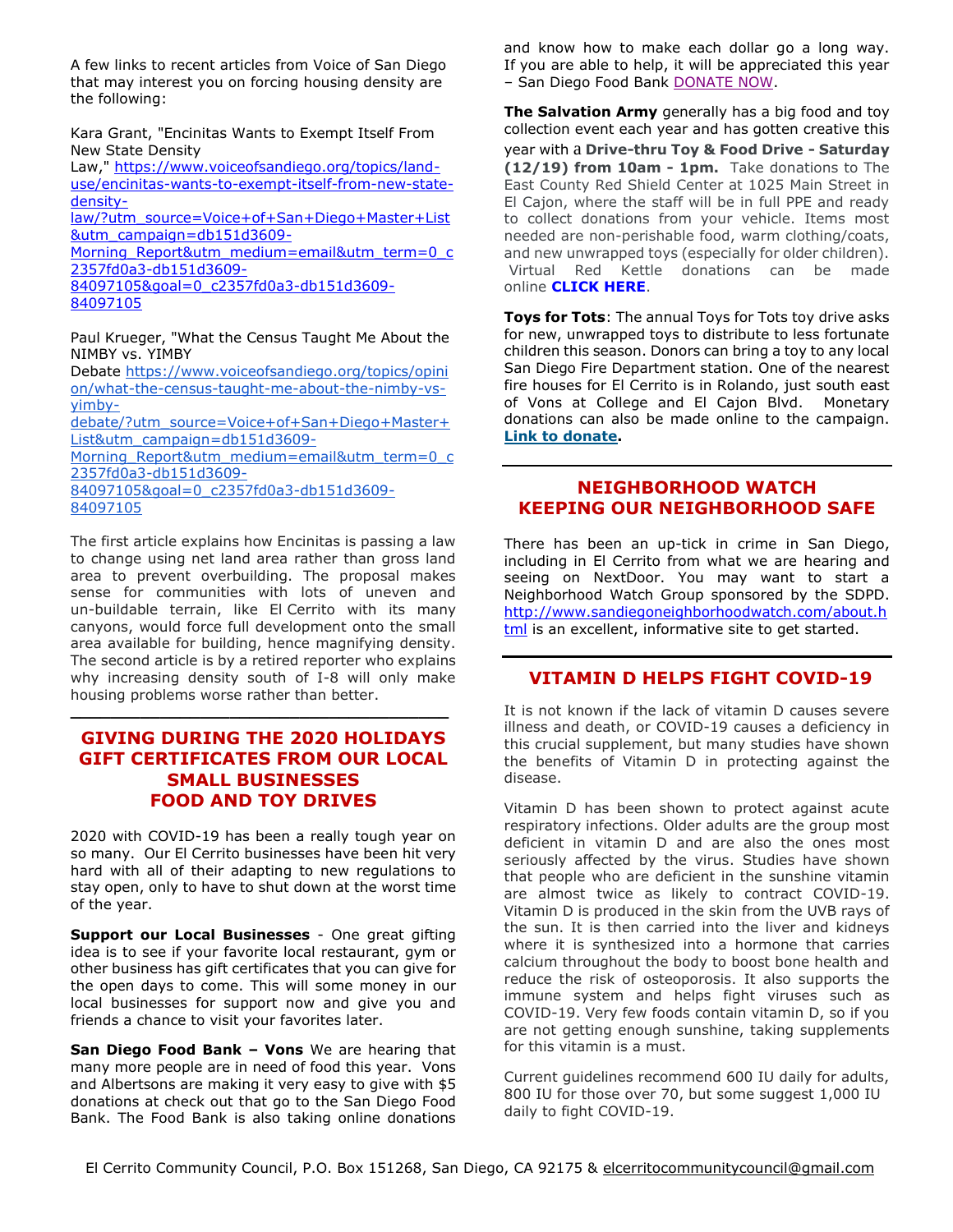A few links to recent articles from Voice of San Diego that may interest you on forcing housing density are the following:

Kara Grant, "Encinitas Wants to Exempt Itself From New State Density Law," https://www.voiceofsandiego.org/topics/land-use/encinitas-wants-to-exempt-itself-from-new-state-density-law/?utm_source=Voice+of+San+Diego+Master+List&utm_campaign=db151d3609-Morning_Report&utm_medium=email&utm_term=0_c2357fd0a3-db151d3609-84097105&goal=0_c2357fd0a3-db151d3609-84097105

Paul Krueger, "What the Census Taught Me About the NIMBY vs. YIMBY Debate https://www.voiceofsandiego.org/topics/opinion/what-the-census-taught-me-about-the-nimby-vs-yimby-debate/?utm_source=Voice+of+San+Diego+Master+List&utm_campaign=db151d3609-Morning_Report&utm_medium=email&utm_term=0_c2357fd0a3-db151d3609-84097105&goal=0_c2357fd0a3-db151d3609-84097105

The first article explains how Encinitas is passing a law to change using net land area rather than gross land area to prevent overbuilding. The proposal makes sense for communities with lots of uneven and un-buildable terrain, like El Cerrito with its many canyons, would force full development onto the small area available for building, hence magnifying density. The second article is by a retired reporter who explains why increasing density south of I-8 will only make housing problems worse rather than better.

## GIVING DURING THE 2020 HOLIDAYS
## GIFT CERTIFICATES FROM OUR LOCAL SMALL BUSINESSES
## FOOD AND TOY DRIVES

2020 with COVID-19 has been a really tough year on so many. Our El Cerrito businesses have been hit very hard with all of their adapting to new regulations to stay open, only to have to shut down at the worst time of the year.

**Support our Local Businesses** - One great gifting idea is to see if your favorite local restaurant, gym or other business has gift certificates that you can give for the open days to come. This will some money in our local businesses for support now and give you and friends a chance to visit your favorites later.

**San Diego Food Bank – Vons** We are hearing that many more people are in need of food this year. Vons and Albertsons are making it very easy to give with $5 donations at check out that go to the San Diego Food Bank. The Food Bank is also taking online donations and know how to make each dollar go a long way. If you are able to help, it will be appreciated this year – San Diego Food Bank DONATE NOW.

**The Salvation Army** generally has a big food and toy collection event each year and has gotten creative this year with a **Drive-thru Toy & Food Drive - Saturday (12/19) from 10am - 1pm.** Take donations to The East County Red Shield Center at 1025 Main Street in El Cajon, where the staff will be in full PPE and ready to collect donations from your vehicle. Items most needed are non-perishable food, warm clothing/coats, and new unwrapped toys (especially for older children). Virtual Red Kettle donations can be made online **CLICK HERE**.

**Toys for Tots**: The annual Toys for Tots toy drive asks for new, unwrapped toys to distribute to less fortunate children this season. Donors can bring a toy to any local San Diego Fire Department station. One of the nearest fire houses for El Cerrito is in Rolando, just south east of Vons at College and El Cajon Blvd. Monetary donations can also be made online to the campaign. **Link to donate.**

## NEIGHBORHOOD WATCH
## KEEPING OUR NEIGHBORHOOD SAFE

There has been an up-tick in crime in San Diego, including in El Cerrito from what we are hearing and seeing on NextDoor. You may want to start a Neighborhood Watch Group sponsored by the SDPD. http://www.sandiegoneighborhoodwatch.com/about.html is an excellent, informative site to get started.

## VITAMIN D HELPS FIGHT COVID-19

It is not known if the lack of vitamin D causes severe illness and death, or COVID-19 causes a deficiency in this crucial supplement, but many studies have shown the benefits of Vitamin D in protecting against the disease.

Vitamin D has been shown to protect against acute respiratory infections. Older adults are the group most deficient in vitamin D and are also the ones most seriously affected by the virus. Studies have shown that people who are deficient in the sunshine vitamin are almost twice as likely to contract COVID-19. Vitamin D is produced in the skin from the UVB rays of the sun. It is then carried into the liver and kidneys where it is synthesized into a hormone that carries calcium throughout the body to boost bone health and reduce the risk of osteoporosis. It also supports the immune system and helps fight viruses such as COVID-19. Very few foods contain vitamin D, so if you are not getting enough sunshine, taking supplements for this vitamin is a must.

Current guidelines recommend 600 IU daily for adults, 800 IU for those over 70, but some suggest 1,000 IU daily to fight COVID-19.

El Cerrito Community Council, P.O. Box 151268, San Diego, CA 92175 & elcerritocommunitycouncil@gmail.com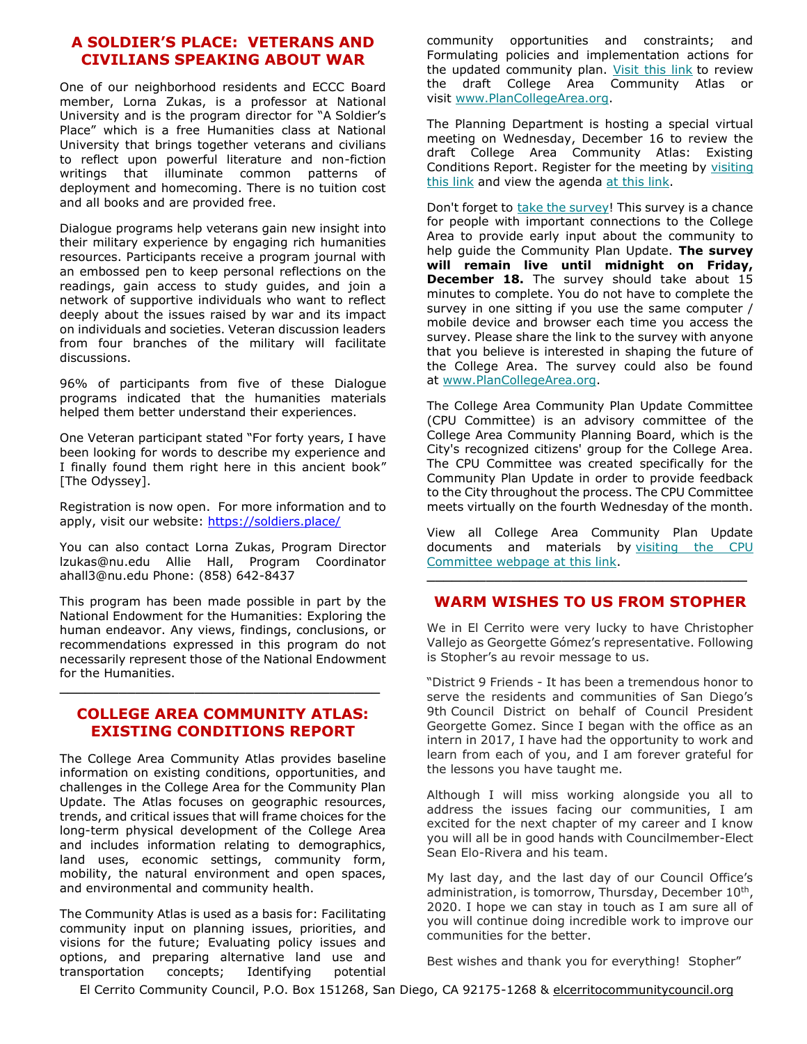## A SOLDIER'S PLACE: VETERANS AND CIVILIANS SPEAKING ABOUT WAR

One of our neighborhood residents and ECCC Board member, Lorna Zukas, is a professor at National University and is the program director for "A Soldier's Place" which is a free Humanities class at National University that brings together veterans and civilians to reflect upon powerful literature and non-fiction writings that illuminate common patterns of deployment and homecoming. There is no tuition cost and all books and are provided free.

Dialogue programs help veterans gain new insight into their military experience by engaging rich humanities resources. Participants receive a program journal with an embossed pen to keep personal reflections on the readings, gain access to study guides, and join a network of supportive individuals who want to reflect deeply about the issues raised by war and its impact on individuals and societies. Veteran discussion leaders from four branches of the military will facilitate discussions.

96% of participants from five of these Dialogue programs indicated that the humanities materials helped them better understand their experiences.

One Veteran participant stated "For forty years, I have been looking for words to describe my experience and I finally found them right here in this ancient book" [The Odyssey].

Registration is now open. For more information and to apply, visit our website: https://soldiers.place/

You can also contact Lorna Zukas, Program Director lzukas@nu.edu Allie Hall, Program Coordinator ahall3@nu.edu Phone: (858) 642-8437

This program has been made possible in part by the National Endowment for the Humanities: Exploring the human endeavor. Any views, findings, conclusions, or recommendations expressed in this program do not necessarily represent those of the National Endowment for the Humanities.

---

## COLLEGE AREA COMMUNITY ATLAS: EXISTING CONDITIONS REPORT

The College Area Community Atlas provides baseline information on existing conditions, opportunities, and challenges in the College Area for the Community Plan Update. The Atlas focuses on geographic resources, trends, and critical issues that will frame choices for the long-term physical development of the College Area and includes information relating to demographics, land uses, economic settings, community form, mobility, the natural environment and open spaces, and environmental and community health.

The Community Atlas is used as a basis for: Facilitating community input on planning issues, priorities, and visions for the future; Evaluating policy issues and options, and preparing alternative land use and transportation concepts; Identifying potential community opportunities and constraints; and Formulating policies and implementation actions for the updated community plan. Visit this link to review the draft College Area Community Atlas or visit www.PlanCollegeArea.org.

The Planning Department is hosting a special virtual meeting on Wednesday, December 16 to review the draft College Area Community Atlas: Existing Conditions Report. Register for the meeting by visiting this link and view the agenda at this link.

Don't forget to take the survey! This survey is a chance for people with important connections to the College Area to provide early input about the community to help guide the Community Plan Update. **The survey will remain live until midnight on Friday, December 18.** The survey should take about 15 minutes to complete. You do not have to complete the survey in one sitting if you use the same computer / mobile device and browser each time you access the survey. Please share the link to the survey with anyone that you believe is interested in shaping the future of the College Area. The survey could also be found at www.PlanCollegeArea.org.

The College Area Community Plan Update Committee (CPU Committee) is an advisory committee of the College Area Community Planning Board, which is the City's recognized citizens' group for the College Area. The CPU Committee was created specifically for the Community Plan Update in order to provide feedback to the City throughout the process. The CPU Committee meets virtually on the fourth Wednesday of the month.

View all College Area Community Plan Update documents and materials by visiting the CPU Committee webpage at this link.

---

## WARM WISHES TO US FROM STOPHER

We in El Cerrito were very lucky to have Christopher Vallejo as Georgette Gómez's representative. Following is Stopher's au revoir message to us.

"District 9 Friends - It has been a tremendous honor to serve the residents and communities of San Diego's 9th Council District on behalf of Council President Georgette Gomez. Since I began with the office as an intern in 2017, I have had the opportunity to work and learn from each of you, and I am forever grateful for the lessons you have taught me.

Although I will miss working alongside you all to address the issues facing our communities, I am excited for the next chapter of my career and I know you will all be in good hands with Councilmember-Elect Sean Elo-Rivera and his team.

My last day, and the last day of our Council Office's administration, is tomorrow, Thursday, December 10th, 2020. I hope we can stay in touch as I am sure all of you will continue doing incredible work to improve our communities for the better.

Best wishes and thank you for everything! Stopher"

El Cerrito Community Council, P.O. Box 151268, San Diego, CA 92175-1268 & elcerritocommunitycouncil.org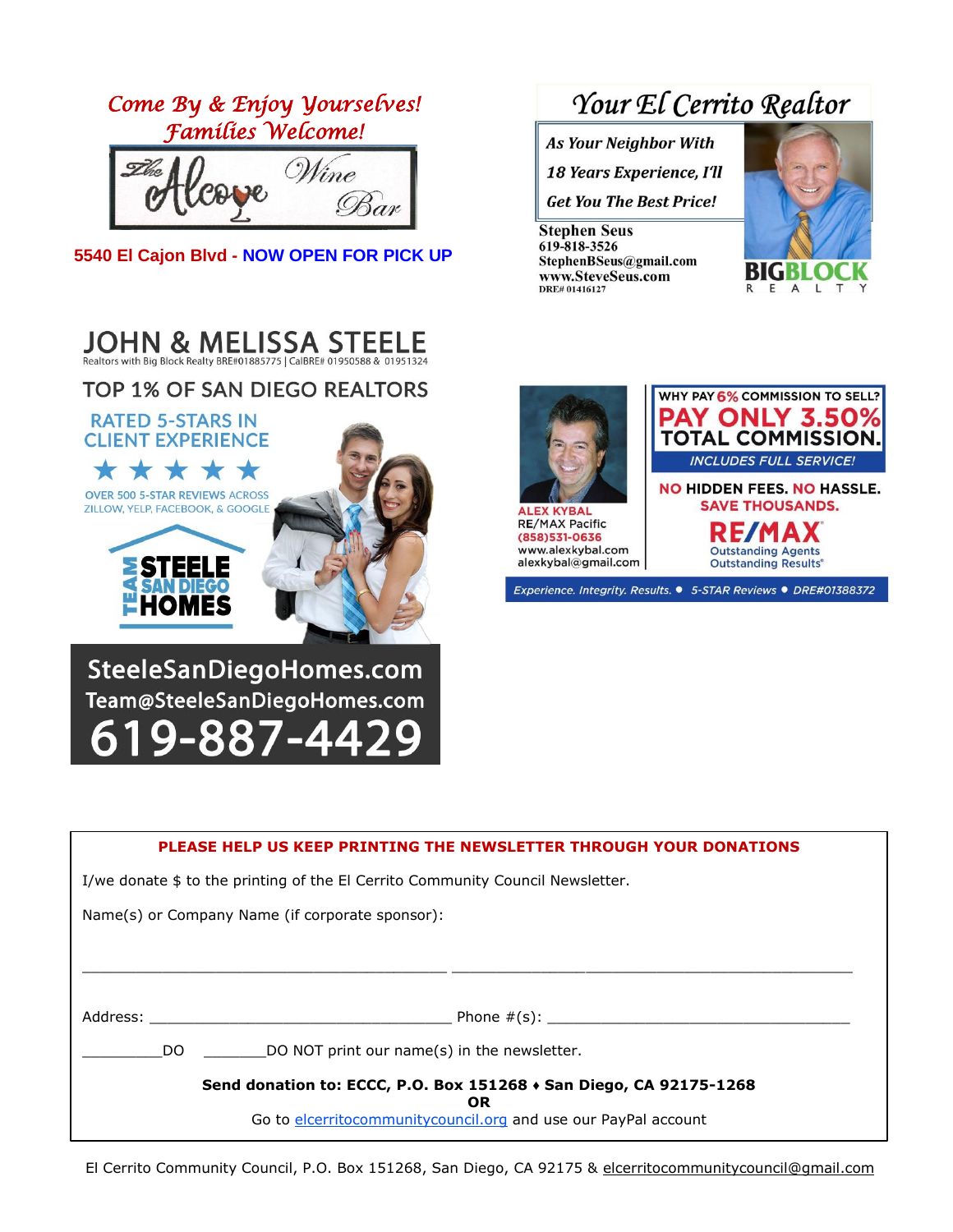Come By & Enjoy Yourselves!
Families Welcome!

The Alcove Wine Bar

**5540 El Cajon Blvd - NOW OPEN FOR PICK UP**

## Your El Cerrito Realtor

*As Your Neighbor With*
*18 Years Experience, I'll*
*Get You The Best Price!*

**Stephen Seus**
619-818-3526
StephenBSeus@gmail.com
www.SteveSeus.com
DRE# 01416127

BIGBLOCK REALTY

## JOHN & MELISSA STEELE

Realtors with Big Block Realty BRE#01885775 | CalBRE# 01950588 & 01951324

TOP 1% OF SAN DIEGO REALTORS

RATED 5-STARS IN CLIENT EXPERIENCE

★ ★ ★ ★ ★

OVER 500 5-STAR REVIEWS ACROSS ZILLOW, YELP, FACEBOOK, & GOOGLE

TEAM STEELE SAN DIEGO HOMES

SteeleSanDiegoHomes.com
Team@SteeleSanDiegoHomes.com
**619-887-4429**

ALEX KYBAL
RE/MAX Pacific
(858)531-0636
www.alexkybal.com
alexkybal@gmail.com

WHY PAY 6% COMMISSION TO SELL?
**PAY ONLY 3.50% TOTAL COMMISSION.**
*INCLUDES FULL SERVICE!*

**NO HIDDEN FEES. NO HASSLE.**
**SAVE THOUSANDS.**

RE/MAX
Outstanding Agents
Outstanding Results®

*Experience. Integrity. Results. • 5-STAR Reviews • DRE#01388372*

**PLEASE HELP US KEEP PRINTING THE NEWSLETTER THROUGH YOUR DONATIONS**

I/we donate $ to the printing of the El Cerrito Community Council Newsletter.

Name(s) or Company Name (if corporate sponsor):

_________________________________________ _________________________________________

Address: _________________________________ Phone #(s): _________________________________

_________DO _______DO NOT print our name(s) in the newsletter.

**Send donation to: ECCC, P.O. Box 151268 ♦ San Diego, CA 92175-1268**
**OR**
Go to elcerritocommunitycouncil.org and use our PayPal account

El Cerrito Community Council, P.O. Box 151268, San Diego, CA 92175 & elcerritocommunitycouncil@gmail.com